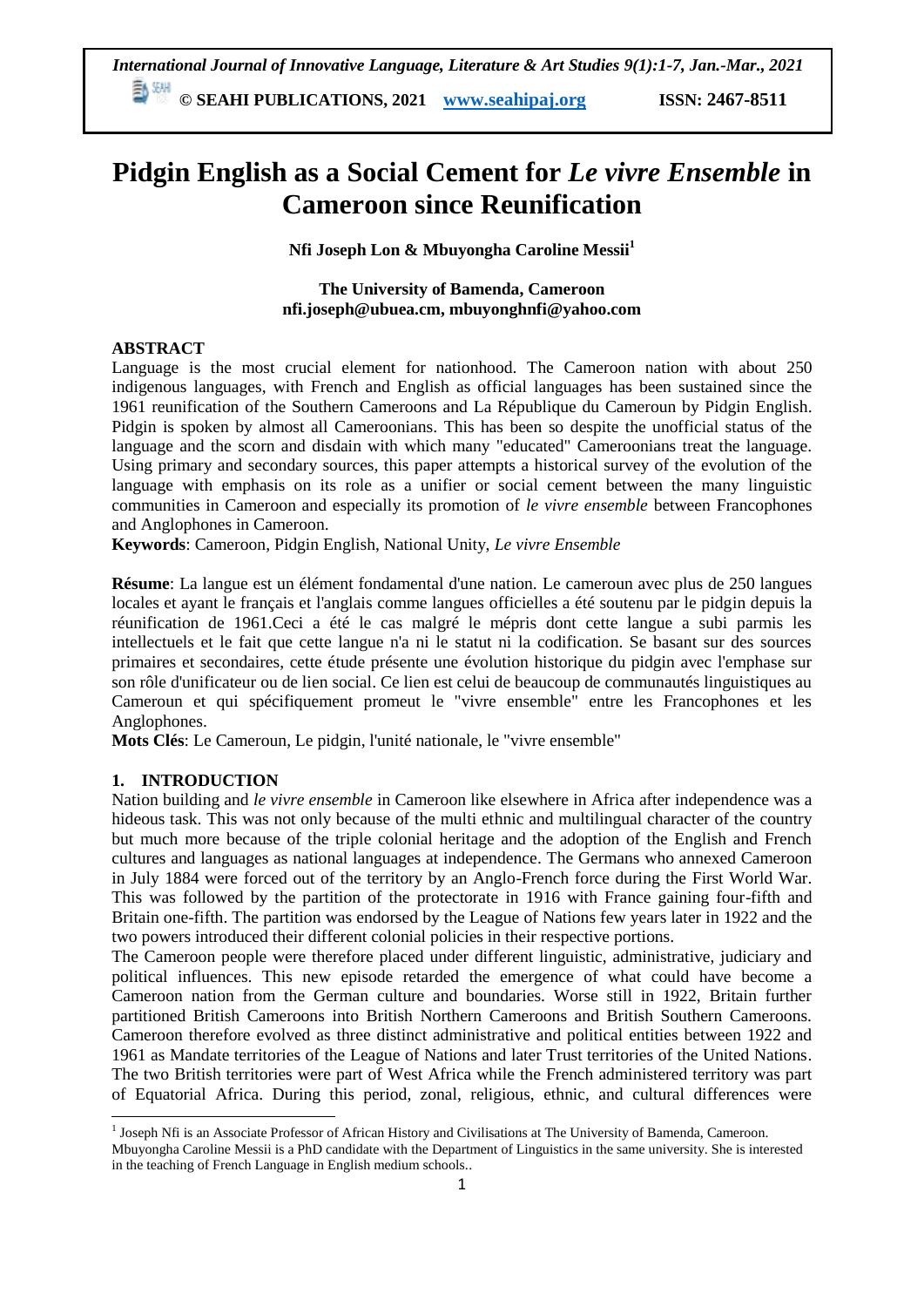# Pidgin English as a Social Cement for *Le vivre Ensemble* in Cameroon since Reunification

**Nfi Joseph Lon & Mbuyongha Caroline Messii**[1]

**The University of Bamenda, Cameroon**
**nfi.joseph@ubuea.cm, mbuyonghnfi@yahoo.com**

## ABSTRACT

Language is the most crucial element for nationhood. The Cameroon nation with about 250 indigenous languages, with French and English as official languages has been sustained since the 1961 reunification of the Southern Cameroons and La République du Cameroun by Pidgin English. Pidgin is spoken by almost all Cameroonians. This has been so despite the unofficial status of the language and the scorn and disdain with which many "educated" Cameroonians treat the language. Using primary and secondary sources, this paper attempts a historical survey of the evolution of the language with emphasis on its role as a unifier or social cement between the many linguistic communities in Cameroon and especially its promotion of *le vivre ensemble* between Francophones and Anglophones in Cameroon.

**Keywords**: Cameroon, Pidgin English, National Unity, *Le vivre Ensemble*

**Résume**: La langue est un élément fondamental d'une nation. Le cameroun avec plus de 250 langues locales et ayant le français et l'anglais comme langues officielles a été soutenu par le pidgin depuis la réunification de 1961.Ceci a été le cas malgré le mépris dont cette langue a subi parmis les intellectuels et le fait que cette langue n'a ni le statut ni la codification. Se basant sur des sources primaires et secondaires, cette étude présente une évolution historique du pidgin avec l'emphase sur son rôle d'unificateur ou de lien social. Ce lien est celui de beaucoup de communautés linguistiques au Cameroun et qui spécifiquement promeut le "vivre ensemble" entre les Francophones et les Anglophones.

**Mots Clés**: Le Cameroun, Le pidgin, l'unité nationale, le "vivre ensemble"

## 1. INTRODUCTION

Nation building and *le vivre ensemble* in Cameroon like elsewhere in Africa after independence was a hideous task. This was not only because of the multi ethnic and multilingual character of the country but much more because of the triple colonial heritage and the adoption of the English and French cultures and languages as national languages at independence. The Germans who annexed Cameroon in July 1884 were forced out of the territory by an Anglo-French force during the First World War. This was followed by the partition of the protectorate in 1916 with France gaining four-fifth and Britain one-fifth. The partition was endorsed by the League of Nations few years later in 1922 and the two powers introduced their different colonial policies in their respective portions.

The Cameroon people were therefore placed under different linguistic, administrative, judiciary and political influences. This new episode retarded the emergence of what could have become a Cameroon nation from the German culture and boundaries. Worse still in 1922, Britain further partitioned British Cameroons into British Northern Cameroons and British Southern Cameroons. Cameroon therefore evolved as three distinct administrative and political entities between 1922 and 1961 as Mandate territories of the League of Nations and later Trust territories of the United Nations. The two British territories were part of West Africa while the French administered territory was part of Equatorial Africa. During this period, zonal, religious, ethnic, and cultural differences were

---

[1] Joseph Nfi is an Associate Professor of African History and Civilisations at The University of Bamenda, Cameroon. Mbuyongha Caroline Messii is a PhD candidate with the Department of Linguistics in the same university. She is interested in the teaching of French Language in English medium schools..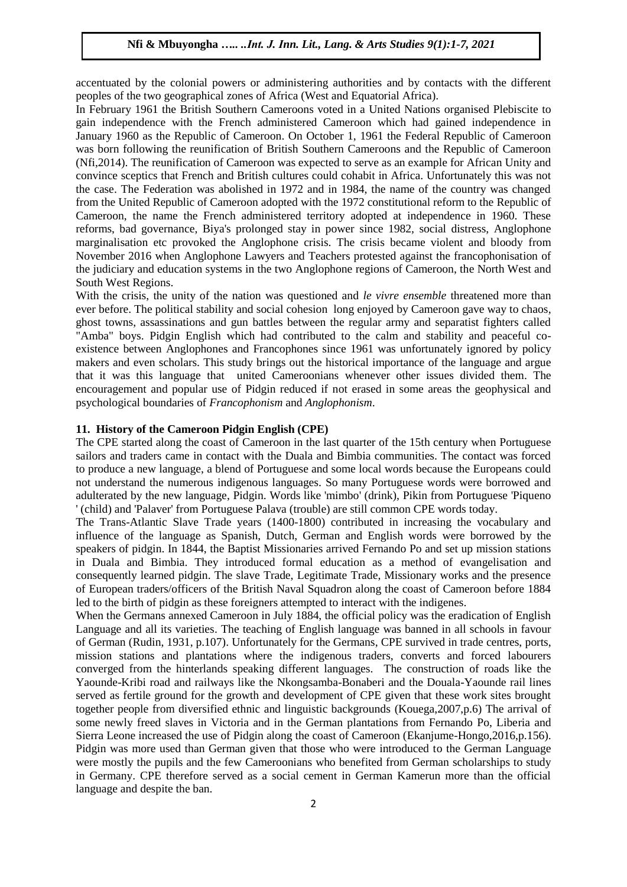accentuated by the colonial powers or administering authorities and by contacts with the different peoples of the two geographical zones of Africa (West and Equatorial Africa).

In February 1961 the British Southern Cameroons voted in a United Nations organised Plebiscite to gain independence with the French administered Cameroon which had gained independence in January 1960 as the Republic of Cameroon. On October 1, 1961 the Federal Republic of Cameroon was born following the reunification of British Southern Cameroons and the Republic of Cameroon (Nfi,2014). The reunification of Cameroon was expected to serve as an example for African Unity and convince sceptics that French and British cultures could cohabit in Africa. Unfortunately this was not the case. The Federation was abolished in 1972 and in 1984, the name of the country was changed from the United Republic of Cameroon adopted with the 1972 constitutional reform to the Republic of Cameroon, the name the French administered territory adopted at independence in 1960. These reforms, bad governance, Biya's prolonged stay in power since 1982, social distress, Anglophone marginalisation etc provoked the Anglophone crisis. The crisis became violent and bloody from November 2016 when Anglophone Lawyers and Teachers protested against the francophonisation of the judiciary and education systems in the two Anglophone regions of Cameroon, the North West and South West Regions.

With the crisis, the unity of the nation was questioned and *le vivre ensemble* threatened more than ever before. The political stability and social cohesion long enjoyed by Cameroon gave way to chaos, ghost towns, assassinations and gun battles between the regular army and separatist fighters called "Amba" boys. Pidgin English which had contributed to the calm and stability and peaceful co-existence between Anglophones and Francophones since 1961 was unfortunately ignored by policy makers and even scholars. This study brings out the historical importance of the language and argue that it was this language that united Cameroonians whenever other issues divided them. The encouragement and popular use of Pidgin reduced if not erased in some areas the geophysical and psychological boundaries of *Francophonism* and *Anglophonism*.

## 11. History of the Cameroon Pidgin English (CPE)

The CPE started along the coast of Cameroon in the last quarter of the 15th century when Portuguese sailors and traders came in contact with the Duala and Bimbia communities. The contact was forced to produce a new language, a blend of Portuguese and some local words because the Europeans could not understand the numerous indigenous languages. So many Portuguese words were borrowed and adulterated by the new language, Pidgin. Words like 'mimbo' (drink), Pikin from Portuguese 'Piqueno ' (child) and 'Palaver' from Portuguese Palava (trouble) are still common CPE words today.

The Trans-Atlantic Slave Trade years (1400-1800) contributed in increasing the vocabulary and influence of the language as Spanish, Dutch, German and English words were borrowed by the speakers of pidgin. In 1844, the Baptist Missionaries arrived Fernando Po and set up mission stations in Duala and Bimbia. They introduced formal education as a method of evangelisation and consequently learned pidgin. The slave Trade, Legitimate Trade, Missionary works and the presence of European traders/officers of the British Naval Squadron along the coast of Cameroon before 1884 led to the birth of pidgin as these foreigners attempted to interact with the indigenes.

When the Germans annexed Cameroon in July 1884, the official policy was the eradication of English Language and all its varieties. The teaching of English language was banned in all schools in favour of German (Rudin, 1931, p.107). Unfortunately for the Germans, CPE survived in trade centres, ports, mission stations and plantations where the indigenous traders, converts and forced labourers converged from the hinterlands speaking different languages. The construction of roads like the Yaounde-Kribi road and railways like the Nkongsamba-Bonaberi and the Douala-Yaounde rail lines served as fertile ground for the growth and development of CPE given that these work sites brought together people from diversified ethnic and linguistic backgrounds (Kouega,2007,p.6) The arrival of some newly freed slaves in Victoria and in the German plantations from Fernando Po, Liberia and Sierra Leone increased the use of Pidgin along the coast of Cameroon (Ekanjume-Hongo,2016,p.156). Pidgin was more used than German given that those who were introduced to the German Language were mostly the pupils and the few Cameroonians who benefited from German scholarships to study in Germany. CPE therefore served as a social cement in German Kamerun more than the official language and despite the ban.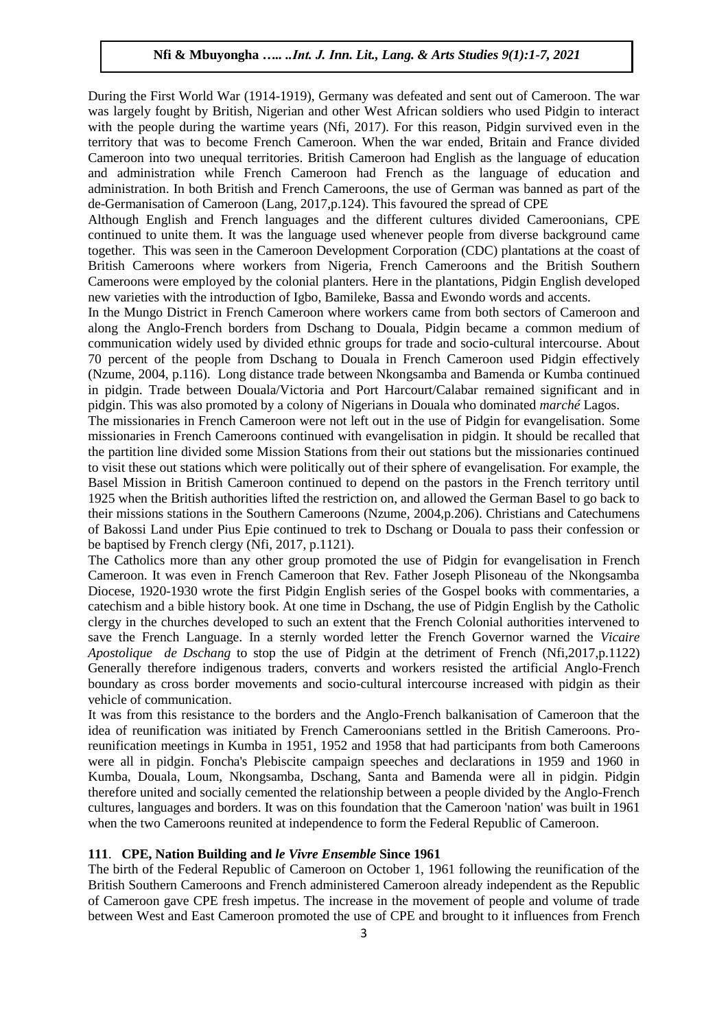During the First World War (1914-1919), Germany was defeated and sent out of Cameroon. The war was largely fought by British, Nigerian and other West African soldiers who used Pidgin to interact with the people during the wartime years (Nfi, 2017). For this reason, Pidgin survived even in the territory that was to become French Cameroon. When the war ended, Britain and France divided Cameroon into two unequal territories. British Cameroon had English as the language of education and administration while French Cameroon had French as the language of education and administration. In both British and French Cameroons, the use of German was banned as part of the de-Germanisation of Cameroon (Lang, 2017,p.124). This favoured the spread of CPE

Although English and French languages and the different cultures divided Cameroonians, CPE continued to unite them. It was the language used whenever people from diverse background came together. This was seen in the Cameroon Development Corporation (CDC) plantations at the coast of British Cameroons where workers from Nigeria, French Cameroons and the British Southern Cameroons were employed by the colonial planters. Here in the plantations, Pidgin English developed new varieties with the introduction of Igbo, Bamileke, Bassa and Ewondo words and accents.

In the Mungo District in French Cameroon where workers came from both sectors of Cameroon and along the Anglo-French borders from Dschang to Douala, Pidgin became a common medium of communication widely used by divided ethnic groups for trade and socio-cultural intercourse. About 70 percent of the people from Dschang to Douala in French Cameroon used Pidgin effectively (Nzume, 2004, p.116). Long distance trade between Nkongsamba and Bamenda or Kumba continued in pidgin. Trade between Douala/Victoria and Port Harcourt/Calabar remained significant and in pidgin. This was also promoted by a colony of Nigerians in Douala who dominated *marché* Lagos.

The missionaries in French Cameroon were not left out in the use of Pidgin for evangelisation. Some missionaries in French Cameroons continued with evangelisation in pidgin. It should be recalled that the partition line divided some Mission Stations from their out stations but the missionaries continued to visit these out stations which were politically out of their sphere of evangelisation. For example, the Basel Mission in British Cameroon continued to depend on the pastors in the French territory until 1925 when the British authorities lifted the restriction on, and allowed the German Basel to go back to their missions stations in the Southern Cameroons (Nzume, 2004,p.206). Christians and Catechumens of Bakossi Land under Pius Epie continued to trek to Dschang or Douala to pass their confession or be baptised by French clergy (Nfi, 2017, p.1121).

The Catholics more than any other group promoted the use of Pidgin for evangelisation in French Cameroon. It was even in French Cameroon that Rev. Father Joseph Plisoneau of the Nkongsamba Diocese, 1920-1930 wrote the first Pidgin English series of the Gospel books with commentaries, a catechism and a bible history book. At one time in Dschang, the use of Pidgin English by the Catholic clergy in the churches developed to such an extent that the French Colonial authorities intervened to save the French Language. In a sternly worded letter the French Governor warned the *Vicaire Apostolique de Dschang* to stop the use of Pidgin at the detriment of French (Nfi,2017,p.1122) Generally therefore indigenous traders, converts and workers resisted the artificial Anglo-French boundary as cross border movements and socio-cultural intercourse increased with pidgin as their vehicle of communication.

It was from this resistance to the borders and the Anglo-French balkanisation of Cameroon that the idea of reunification was initiated by French Cameroonians settled in the British Cameroons. Pro-reunification meetings in Kumba in 1951, 1952 and 1958 that had participants from both Cameroons were all in pidgin. Foncha's Plebiscite campaign speeches and declarations in 1959 and 1960 in Kumba, Douala, Loum, Nkongsamba, Dschang, Santa and Bamenda were all in pidgin. Pidgin therefore united and socially cemented the relationship between a people divided by the Anglo-French cultures, languages and borders. It was on this foundation that the Cameroon 'nation' was built in 1961 when the two Cameroons reunited at independence to form the Federal Republic of Cameroon.

## 111. CPE, Nation Building and *le Vivre Ensemble* Since 1961

The birth of the Federal Republic of Cameroon on October 1, 1961 following the reunification of the British Southern Cameroons and French administered Cameroon already independent as the Republic of Cameroon gave CPE fresh impetus. The increase in the movement of people and volume of trade between West and East Cameroon promoted the use of CPE and brought to it influences from French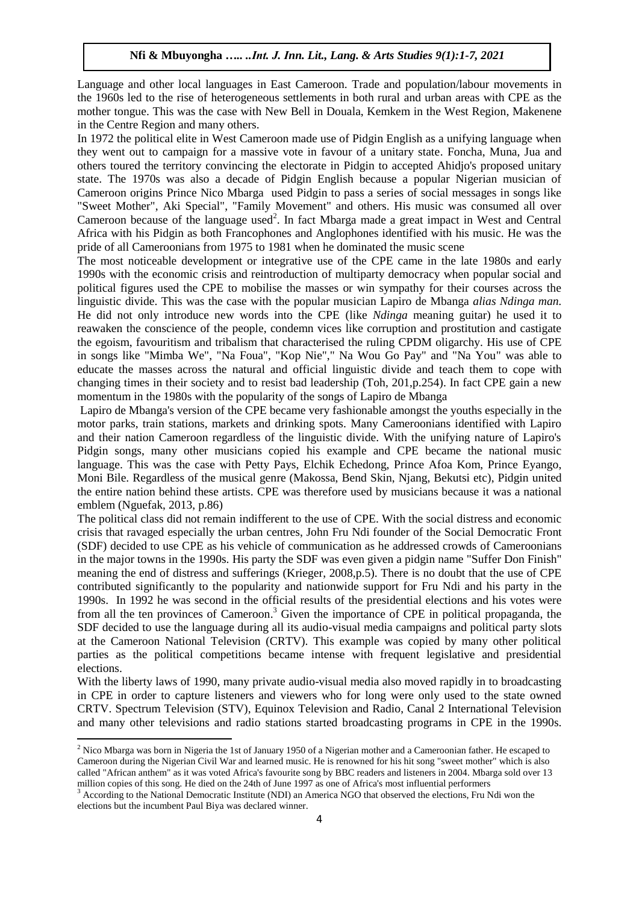Language and other local languages in East Cameroon. Trade and population/labour movements in the 1960s led to the rise of heterogeneous settlements in both rural and urban areas with CPE as the mother tongue. This was the case with New Bell in Douala, Kemkem in the West Region, Makenene in the Centre Region and many others.

In 1972 the political elite in West Cameroon made use of Pidgin English as a unifying language when they went out to campaign for a massive vote in favour of a unitary state. Foncha, Muna, Jua and others toured the territory convincing the electorate in Pidgin to accepted Ahidjo's proposed unitary state. The 1970s was also a decade of Pidgin English because a popular Nigerian musician of Cameroon origins Prince Nico Mbarga used Pidgin to pass a series of social messages in songs like "Sweet Mother", Aki Special", "Family Movement" and others. His music was consumed all over Cameroon because of the language used[2]. In fact Mbarga made a great impact in West and Central Africa with his Pidgin as both Francophones and Anglophones identified with his music. He was the pride of all Cameroonians from 1975 to 1981 when he dominated the music scene

The most noticeable development or integrative use of the CPE came in the late 1980s and early 1990s with the economic crisis and reintroduction of multiparty democracy when popular social and political figures used the CPE to mobilise the masses or win sympathy for their courses across the linguistic divide. This was the case with the popular musician Lapiro de Mbanga *alias Ndinga man.* He did not only introduce new words into the CPE (like *Ndinga* meaning guitar) he used it to reawaken the conscience of the people, condemn vices like corruption and prostitution and castigate the egoism, favouritism and tribalism that characterised the ruling CPDM oligarchy. His use of CPE in songs like "Mimba We", "Na Foua", "Kop Nie"," Na Wou Go Pay" and "Na You" was able to educate the masses across the natural and official linguistic divide and teach them to cope with changing times in their society and to resist bad leadership (Toh, 201,p.254). In fact CPE gain a new momentum in the 1980s with the popularity of the songs of Lapiro de Mbanga

Lapiro de Mbanga's version of the CPE became very fashionable amongst the youths especially in the motor parks, train stations, markets and drinking spots. Many Cameroonians identified with Lapiro and their nation Cameroon regardless of the linguistic divide. With the unifying nature of Lapiro's Pidgin songs, many other musicians copied his example and CPE became the national music language. This was the case with Petty Pays, Elchik Echedong, Prince Afoa Kom, Prince Eyango, Moni Bile. Regardless of the musical genre (Makossa, Bend Skin, Njang, Bekutsi etc), Pidgin united the entire nation behind these artists. CPE was therefore used by musicians because it was a national emblem (Nguefak, 2013, p.86)

The political class did not remain indifferent to the use of CPE. With the social distress and economic crisis that ravaged especially the urban centres, John Fru Ndi founder of the Social Democratic Front (SDF) decided to use CPE as his vehicle of communication as he addressed crowds of Cameroonians in the major towns in the 1990s. His party the SDF was even given a pidgin name "Suffer Don Finish" meaning the end of distress and sufferings (Krieger, 2008,p.5). There is no doubt that the use of CPE contributed significantly to the popularity and nationwide support for Fru Ndi and his party in the 1990s. In 1992 he was second in the official results of the presidential elections and his votes were from all the ten provinces of Cameroon.[3] Given the importance of CPE in political propaganda, the SDF decided to use the language during all its audio-visual media campaigns and political party slots at the Cameroon National Television (CRTV). This example was copied by many other political parties as the political competitions became intense with frequent legislative and presidential elections.

With the liberty laws of 1990, many private audio-visual media also moved rapidly in to broadcasting in CPE in order to capture listeners and viewers who for long were only used to the state owned CRTV. Spectrum Television (STV), Equinox Television and Radio, Canal 2 International Television and many other televisions and radio stations started broadcasting programs in CPE in the 1990s.

---

[2] Nico Mbarga was born in Nigeria the 1st of January 1950 of a Nigerian mother and a Cameroonian father. He escaped to Cameroon during the Nigerian Civil War and learned music. He is renowned for his hit song "sweet mother" which is also called "African anthem" as it was voted Africa's favourite song by BBC readers and listeners in 2004. Mbarga sold over 13 million copies of this song. He died on the 24th of June 1997 as one of Africa's most influential performers

[3] According to the National Democratic Institute (NDI) an America NGO that observed the elections, Fru Ndi won the elections but the incumbent Paul Biya was declared winner.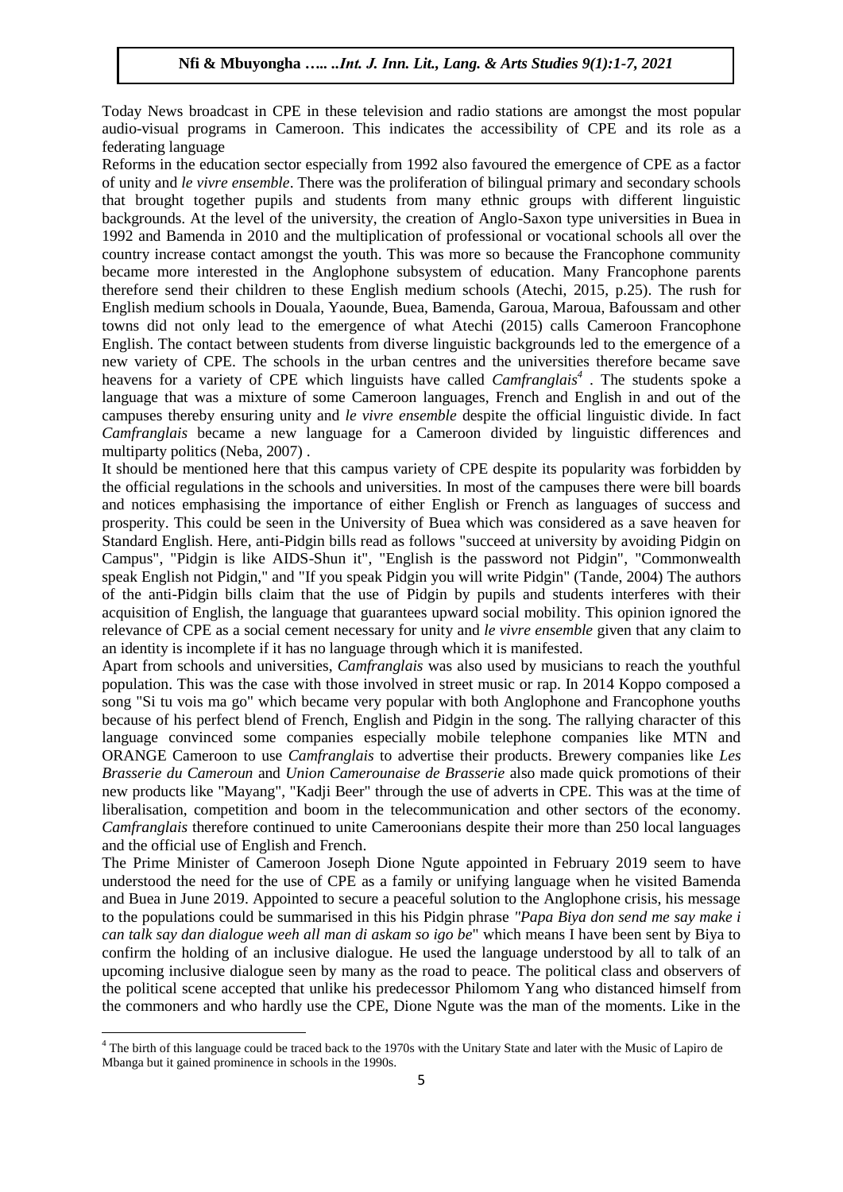Today News broadcast in CPE in these television and radio stations are amongst the most popular audio-visual programs in Cameroon. This indicates the accessibility of CPE and its role as a federating language

Reforms in the education sector especially from 1992 also favoured the emergence of CPE as a factor of unity and *le vivre ensemble*. There was the proliferation of bilingual primary and secondary schools that brought together pupils and students from many ethnic groups with different linguistic backgrounds. At the level of the university, the creation of Anglo-Saxon type universities in Buea in 1992 and Bamenda in 2010 and the multiplication of professional or vocational schools all over the country increase contact amongst the youth. This was more so because the Francophone community became more interested in the Anglophone subsystem of education. Many Francophone parents therefore send their children to these English medium schools (Atechi, 2015, p.25). The rush for English medium schools in Douala, Yaounde, Buea, Bamenda, Garoua, Maroua, Bafoussam and other towns did not only lead to the emergence of what Atechi (2015) calls Cameroon Francophone English. The contact between students from diverse linguistic backgrounds led to the emergence of a new variety of CPE. The schools in the urban centres and the universities therefore became save heavens for a variety of CPE which linguists have called *Camfranglais*[4] . The students spoke a language that was a mixture of some Cameroon languages, French and English in and out of the campuses thereby ensuring unity and *le vivre ensemble* despite the official linguistic divide. In fact *Camfranglais* became a new language for a Cameroon divided by linguistic differences and multiparty politics (Neba, 2007) .

It should be mentioned here that this campus variety of CPE despite its popularity was forbidden by the official regulations in the schools and universities. In most of the campuses there were bill boards and notices emphasising the importance of either English or French as languages of success and prosperity. This could be seen in the University of Buea which was considered as a save heaven for Standard English. Here, anti-Pidgin bills read as follows "succeed at university by avoiding Pidgin on Campus", "Pidgin is like AIDS-Shun it", "English is the password not Pidgin", "Commonwealth speak English not Pidgin," and "If you speak Pidgin you will write Pidgin" (Tande, 2004) The authors of the anti-Pidgin bills claim that the use of Pidgin by pupils and students interferes with their acquisition of English, the language that guarantees upward social mobility. This opinion ignored the relevance of CPE as a social cement necessary for unity and *le vivre ensemble* given that any claim to an identity is incomplete if it has no language through which it is manifested.

Apart from schools and universities, *Camfranglais* was also used by musicians to reach the youthful population. This was the case with those involved in street music or rap. In 2014 Koppo composed a song "Si tu vois ma go" which became very popular with both Anglophone and Francophone youths because of his perfect blend of French, English and Pidgin in the song. The rallying character of this language convinced some companies especially mobile telephone companies like MTN and ORANGE Cameroon to use *Camfranglais* to advertise their products. Brewery companies like *Les Brasserie du Cameroun* and *Union Camerounaise de Brasserie* also made quick promotions of their new products like "Mayang", "Kadji Beer" through the use of adverts in CPE. This was at the time of liberalisation, competition and boom in the telecommunication and other sectors of the economy. *Camfranglais* therefore continued to unite Cameroonians despite their more than 250 local languages and the official use of English and French.

The Prime Minister of Cameroon Joseph Dione Ngute appointed in February 2019 seem to have understood the need for the use of CPE as a family or unifying language when he visited Bamenda and Buea in June 2019. Appointed to secure a peaceful solution to the Anglophone crisis, his message to the populations could be summarised in this his Pidgin phrase *"Papa Biya don send me say make i can talk say dan dialogue weeh all man di askam so igo be*" which means I have been sent by Biya to confirm the holding of an inclusive dialogue. He used the language understood by all to talk of an upcoming inclusive dialogue seen by many as the road to peace. The political class and observers of the political scene accepted that unlike his predecessor Philomom Yang who distanced himself from the commoners and who hardly use the CPE, Dione Ngute was the man of the moments. Like in the

---

[4] The birth of this language could be traced back to the 1970s with the Unitary State and later with the Music of Lapiro de Mbanga but it gained prominence in schools in the 1990s.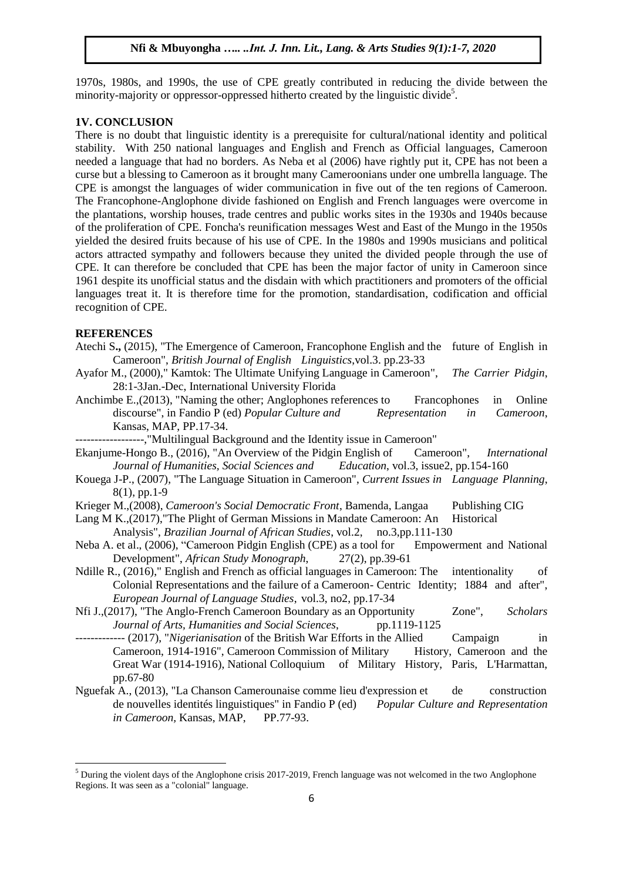1970s, 1980s, and 1990s, the use of CPE greatly contributed in reducing the divide between the minority-majority or oppressor-oppressed hitherto created by the linguistic divide[5].

## 1V. CONCLUSION

There is no doubt that linguistic identity is a prerequisite for cultural/national identity and political stability. With 250 national languages and English and French as Official languages, Cameroon needed a language that had no borders. As Neba et al (2006) have rightly put it, CPE has not been a curse but a blessing to Cameroon as it brought many Cameroonians under one umbrella language. The CPE is amongst the languages of wider communication in five out of the ten regions of Cameroon. The Francophone-Anglophone divide fashioned on English and French languages were overcome in the plantations, worship houses, trade centres and public works sites in the 1930s and 1940s because of the proliferation of CPE. Foncha's reunification messages West and East of the Mungo in the 1950s yielded the desired fruits because of his use of CPE. In the 1980s and 1990s musicians and political actors attracted sympathy and followers because they united the divided people through the use of CPE. It can therefore be concluded that CPE has been the major factor of unity in Cameroon since 1961 despite its unofficial status and the disdain with which practitioners and promoters of the official languages treat it. It is therefore time for the promotion, standardisation, codification and official recognition of CPE.

## REFERENCES

Atechi S., (2015), "The Emergence of Cameroon, Francophone English and the future of English in Cameroon", *British Journal of English Linguistics*,vol.3. pp.23-33

Ayafor M., (2000)," Kamtok: The Ultimate Unifying Language in Cameroon", *The Carrier Pidgin*, 28:1-3Jan.-Dec, International University Florida

Anchimbe E.,(2013), "Naming the other; Anglophones references to Francophones in Online discourse", in Fandio P (ed) *Popular Culture and Representation in Cameroon*, Kansas, MAP, PP.17-34.

------------------,"Multilingual Background and the Identity issue in Cameroon"

Ekanjume-Hongo B., (2016), "An Overview of the Pidgin English of Cameroon", *International Journal of Humanities, Social Sciences and Education*, vol.3, issue2, pp.154-160

Kouega J-P., (2007), "The Language Situation in Cameroon", *Current Issues in Language Planning*, 8(1), pp.1-9

Krieger M.,(2008), *Cameroon's Social Democratic Front*, Bamenda, Langaa Publishing CIG

Lang M K.,(2017),"The Plight of German Missions in Mandate Cameroon: An Historical Analysis", *Brazilian Journal of African Studies*, vol.2, no.3,pp.111-130

Neba A. et al., (2006), "Cameroon Pidgin English (CPE) as a tool for Empowerment and National Development", *African Study Monograph*, 27(2), pp.39-61

Ndille R., (2016)," English and French as official languages in Cameroon: The intentionality of Colonial Representations and the failure of a Cameroon- Centric Identity; 1884 and after", *European Journal of Language Studies*, vol.3, no2, pp.17-34

Nfi J.,(2017), "The Anglo-French Cameroon Boundary as an Opportunity Zone", *Scholars Journal of Arts, Humanities and Social Sciences*, pp.1119-1125

------------- (2017), "*Nigerianisation* of the British War Efforts in the Allied Campaign in Cameroon, 1914-1916", Cameroon Commission of Military History, Cameroon and the Great War (1914-1916), National Colloquium of Military History, Paris, L'Harmattan, pp.67-80

Nguefak A., (2013), "La Chanson Camerounaise comme lieu d'expression et de construction de nouvelles identités linguistiques" in Fandio P (ed) *Popular Culture and Representation in Cameroon*, Kansas, MAP, PP.77-93.

---

[5] During the violent days of the Anglophone crisis 2017-2019, French language was not welcomed in the two Anglophone Regions. It was seen as a "colonial" language.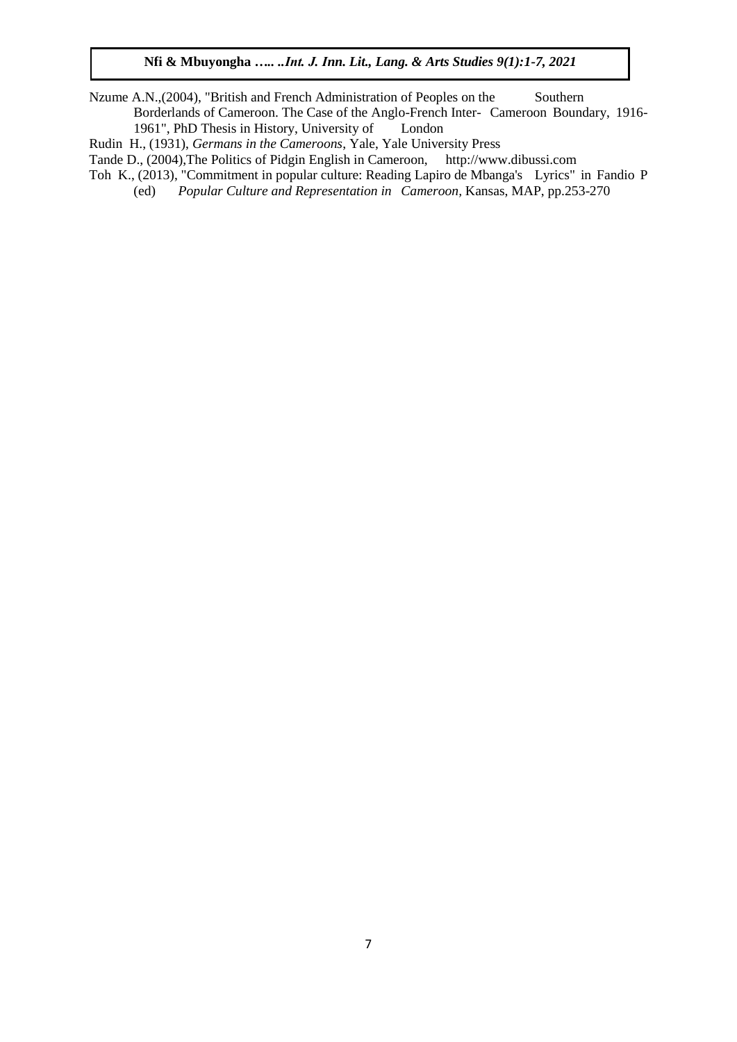Nzume A.N.,(2004), "British and French Administration of Peoples on the Southern Borderlands of Cameroon. The Case of the Anglo-French Inter- Cameroon Boundary, 1916-1961", PhD Thesis in History, University of London

Rudin H., (1931), *Germans in the Cameroons*, Yale, Yale University Press

Tande D., (2004),The Politics of Pidgin English in Cameroon, http://www.dibussi.com

Toh K., (2013), "Commitment in popular culture: Reading Lapiro de Mbanga's Lyrics" in Fandio P (ed) *Popular Culture and Representation in Cameroon*, Kansas, MAP, pp.253-270